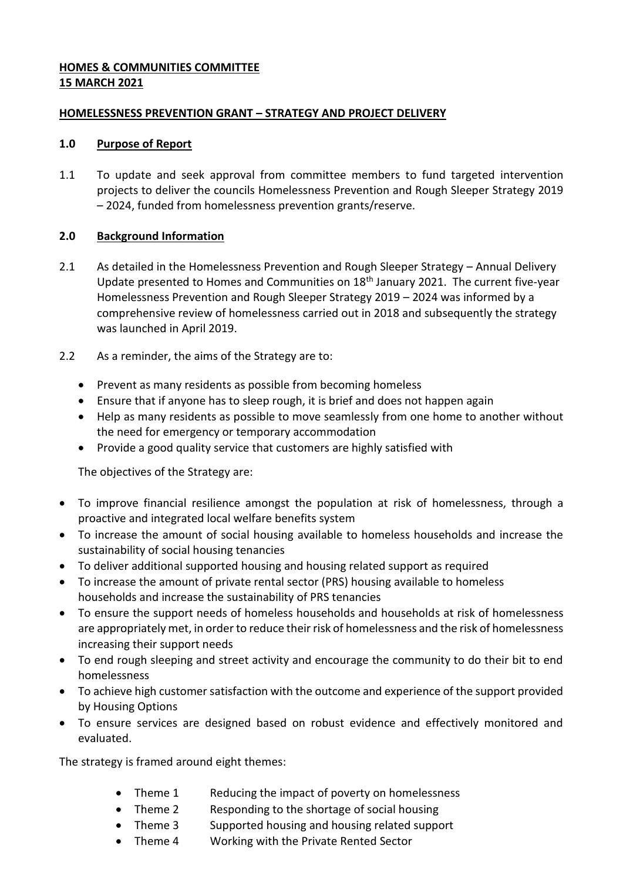**HOMES & COMMUNITIES COMMITTEE**
**15 MARCH 2021**

**HOMELESSNESS PREVENTION GRANT – STRATEGY AND PROJECT DELIVERY**

**1.0 Purpose of Report**

1.1 To update and seek approval from committee members to fund targeted intervention projects to deliver the councils Homelessness Prevention and Rough Sleeper Strategy 2019 – 2024, funded from homelessness prevention grants/reserve.

**2.0 Background Information**

2.1 As detailed in the Homelessness Prevention and Rough Sleeper Strategy – Annual Delivery Update presented to Homes and Communities on 18th January 2021. The current five-year Homelessness Prevention and Rough Sleeper Strategy 2019 – 2024 was informed by a comprehensive review of homelessness carried out in 2018 and subsequently the strategy was launched in April 2019.

2.2 As a reminder, the aims of the Strategy are to:

- Prevent as many residents as possible from becoming homeless
- Ensure that if anyone has to sleep rough, it is brief and does not happen again
- Help as many residents as possible to move seamlessly from one home to another without the need for emergency or temporary accommodation
- Provide a good quality service that customers are highly satisfied with

The objectives of the Strategy are:

- To improve financial resilience amongst the population at risk of homelessness, through a proactive and integrated local welfare benefits system
- To increase the amount of social housing available to homeless households and increase the sustainability of social housing tenancies
- To deliver additional supported housing and housing related support as required
- To increase the amount of private rental sector (PRS) housing available to homeless households and increase the sustainability of PRS tenancies
- To ensure the support needs of homeless households and households at risk of homelessness are appropriately met, in order to reduce their risk of homelessness and the risk of homelessness increasing their support needs
- To end rough sleeping and street activity and encourage the community to do their bit to end homelessness
- To achieve high customer satisfaction with the outcome and experience of the support provided by Housing Options
- To ensure services are designed based on robust evidence and effectively monitored and evaluated.

The strategy is framed around eight themes:

- Theme 1 Reducing the impact of poverty on homelessness
- Theme 2 Responding to the shortage of social housing
- Theme 3 Supported housing and housing related support
- Theme 4 Working with the Private Rented Sector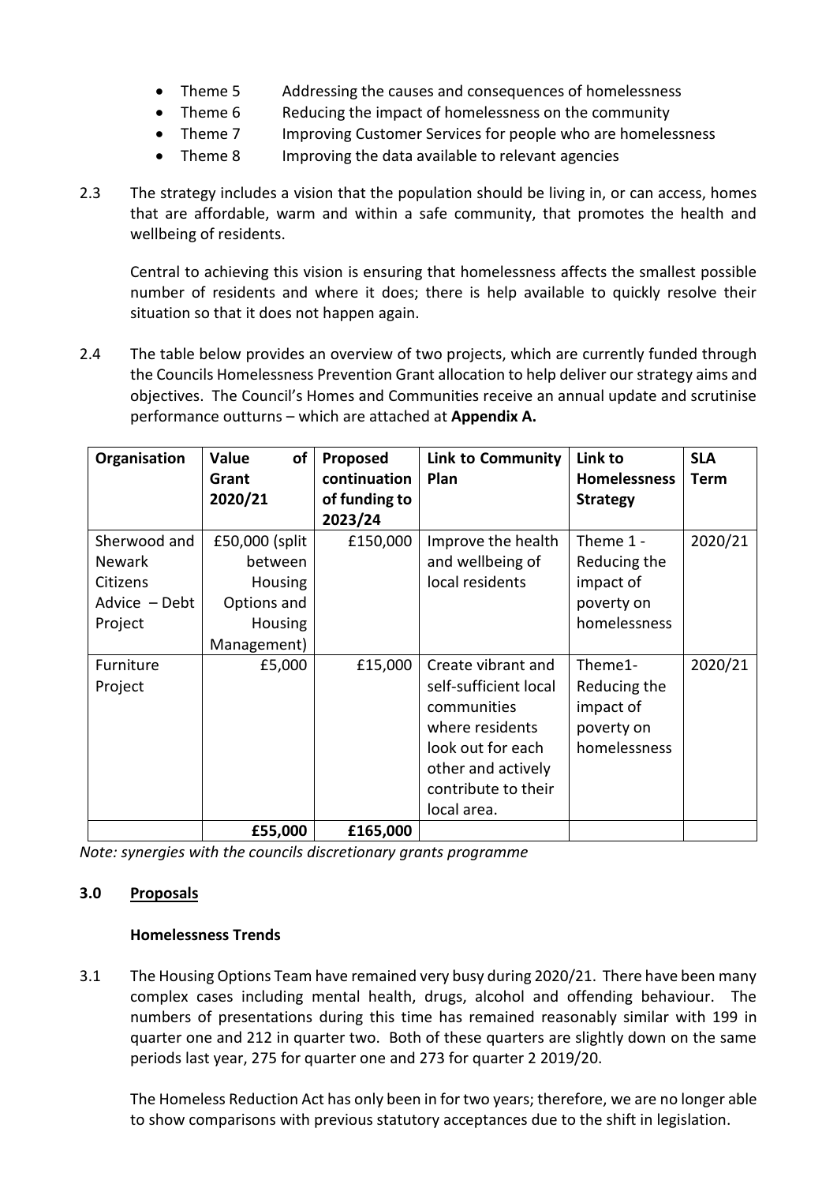- Theme 5 Addressing the causes and consequences of homelessness
- Theme 6 Reducing the impact of homelessness on the community
- Theme 7 Improving Customer Services for people who are homelessness
- Theme 8 Improving the data available to relevant agencies

2.3 The strategy includes a vision that the population should be living in, or can access, homes that are affordable, warm and within a safe community, that promotes the health and wellbeing of residents.

Central to achieving this vision is ensuring that homelessness affects the smallest possible number of residents and where it does; there is help available to quickly resolve their situation so that it does not happen again.

2.4 The table below provides an overview of two projects, which are currently funded through the Councils Homelessness Prevention Grant allocation to help deliver our strategy aims and objectives. The Council's Homes and Communities receive an annual update and scrutinise performance outturns – which are attached at **Appendix A.**

| Organisation | Value of Grant 2020/21 | Proposed continuation of funding to 2023/24 | Link to Community Plan | Link to Homelessness Strategy | SLA Term |
|---|---|---|---|---|---|
| Sherwood and Newark Citizens Advice – Debt Project | £50,000 (split between Housing Options and Housing Management) | £150,000 | Improve the health and wellbeing of local residents | Theme 1 - Reducing the impact of poverty on homelessness | 2020/21 |
| Furniture Project | £5,000 | £15,000 | Create vibrant and self-sufficient local communities where residents look out for each other and actively contribute to their local area. | Theme1- Reducing the impact of poverty on homelessness | 2020/21 |
| | **£55,000** | **£165,000** | | | |

*Note: synergies with the councils discretionary grants programme*

## 3.0 Proposals

### Homelessness Trends

3.1 The Housing Options Team have remained very busy during 2020/21. There have been many complex cases including mental health, drugs, alcohol and offending behaviour. The numbers of presentations during this time has remained reasonably similar with 199 in quarter one and 212 in quarter two. Both of these quarters are slightly down on the same periods last year, 275 for quarter one and 273 for quarter 2 2019/20.

The Homeless Reduction Act has only been in for two years; therefore, we are no longer able to show comparisons with previous statutory acceptances due to the shift in legislation.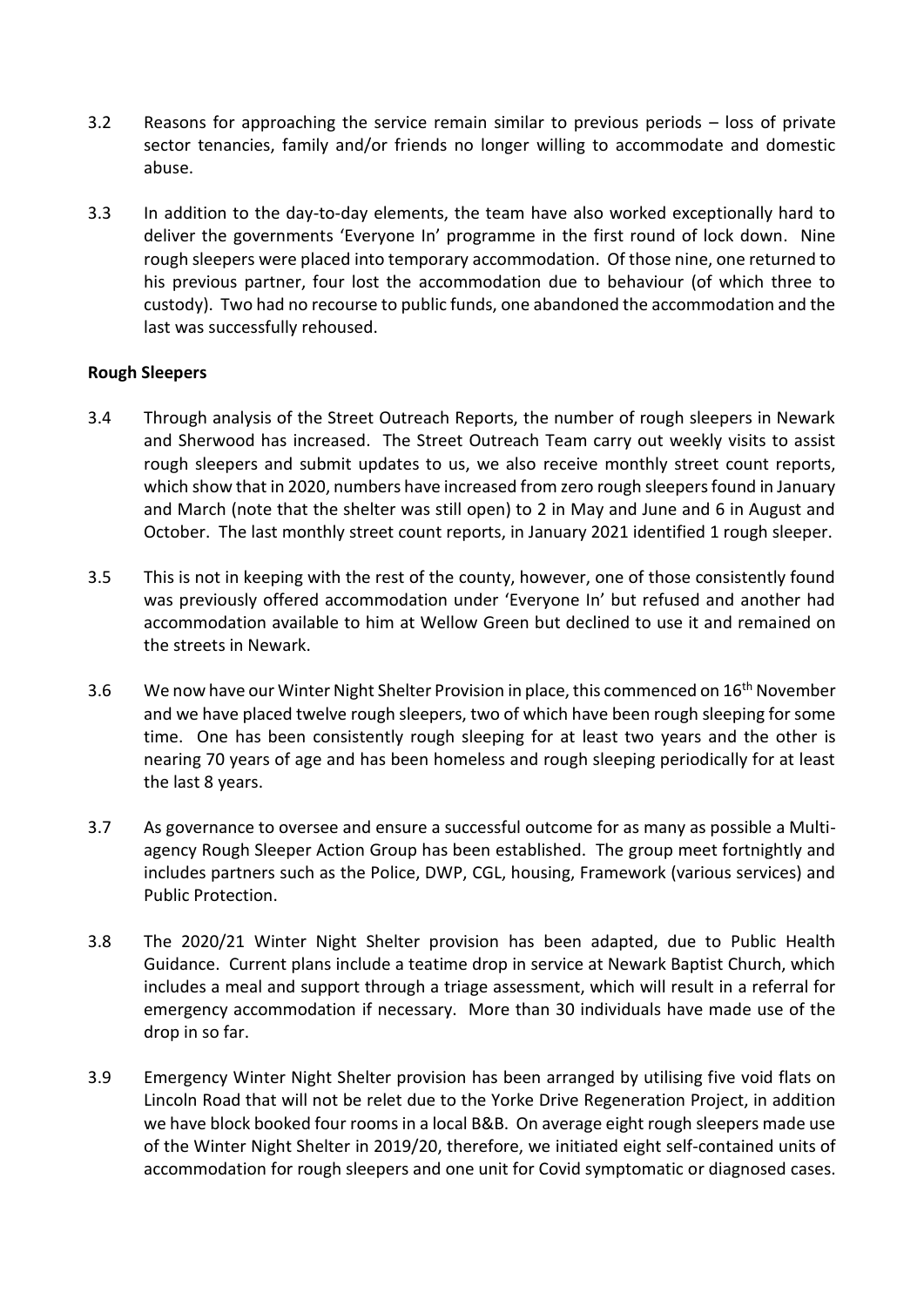3.2 Reasons for approaching the service remain similar to previous periods – loss of private sector tenancies, family and/or friends no longer willing to accommodate and domestic abuse.

3.3 In addition to the day-to-day elements, the team have also worked exceptionally hard to deliver the governments 'Everyone In' programme in the first round of lock down. Nine rough sleepers were placed into temporary accommodation. Of those nine, one returned to his previous partner, four lost the accommodation due to behaviour (of which three to custody). Two had no recourse to public funds, one abandoned the accommodation and the last was successfully rehoused.

**Rough Sleepers**

3.4 Through analysis of the Street Outreach Reports, the number of rough sleepers in Newark and Sherwood has increased. The Street Outreach Team carry out weekly visits to assist rough sleepers and submit updates to us, we also receive monthly street count reports, which show that in 2020, numbers have increased from zero rough sleepers found in January and March (note that the shelter was still open) to 2 in May and June and 6 in August and October. The last monthly street count reports, in January 2021 identified 1 rough sleeper.

3.5 This is not in keeping with the rest of the county, however, one of those consistently found was previously offered accommodation under 'Everyone In' but refused and another had accommodation available to him at Wellow Green but declined to use it and remained on the streets in Newark.

3.6 We now have our Winter Night Shelter Provision in place, this commenced on 16th November and we have placed twelve rough sleepers, two of which have been rough sleeping for some time. One has been consistently rough sleeping for at least two years and the other is nearing 70 years of age and has been homeless and rough sleeping periodically for at least the last 8 years.

3.7 As governance to oversee and ensure a successful outcome for as many as possible a Multi-agency Rough Sleeper Action Group has been established. The group meet fortnightly and includes partners such as the Police, DWP, CGL, housing, Framework (various services) and Public Protection.

3.8 The 2020/21 Winter Night Shelter provision has been adapted, due to Public Health Guidance. Current plans include a teatime drop in service at Newark Baptist Church, which includes a meal and support through a triage assessment, which will result in a referral for emergency accommodation if necessary. More than 30 individuals have made use of the drop in so far.

3.9 Emergency Winter Night Shelter provision has been arranged by utilising five void flats on Lincoln Road that will not be relet due to the Yorke Drive Regeneration Project, in addition we have block booked four rooms in a local B&B. On average eight rough sleepers made use of the Winter Night Shelter in 2019/20, therefore, we initiated eight self-contained units of accommodation for rough sleepers and one unit for Covid symptomatic or diagnosed cases.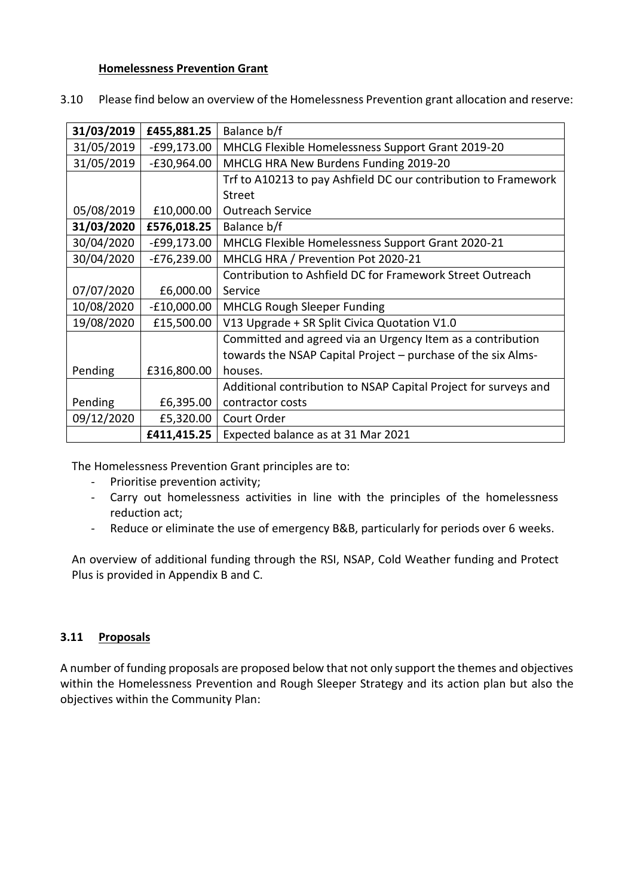#### Homelessness Prevention Grant

3.10 Please find below an overview of the Homelessness Prevention grant allocation and reserve:

| **31/03/2019** | **£455,881.25** | Balance b/f |
|---|---|---|
| 31/05/2019 | -£99,173.00 | MHCLG Flexible Homelessness Support Grant 2019-20 |
| 31/05/2019 | -£30,964.00 | MHCLG HRA New Burdens Funding 2019-20 |
| 05/08/2019 | £10,000.00 | Trf to A10213 to pay Ashfield DC our contribution to Framework Street Outreach Service |
| **31/03/2020** | **£576,018.25** | Balance b/f |
| 30/04/2020 | -£99,173.00 | MHCLG Flexible Homelessness Support Grant 2020-21 |
| 30/04/2020 | -£76,239.00 | MHCLG HRA / Prevention Pot 2020-21 |
| 07/07/2020 | £6,000.00 | Contribution to Ashfield DC for Framework Street Outreach Service |
| 10/08/2020 | -£10,000.00 | MHCLG Rough Sleeper Funding |
| 19/08/2020 | £15,500.00 | V13 Upgrade + SR Split Civica Quotation V1.0 |
| Pending | £316,800.00 | Committed and agreed via an Urgency Item as a contribution towards the NSAP Capital Project – purchase of the six Alms-houses. |
| Pending | £6,395.00 | Additional contribution to NSAP Capital Project for surveys and contractor costs |
| 09/12/2020 | £5,320.00 | Court Order |
| | **£411,415.25** | Expected balance as at 31 Mar 2021 |

The Homelessness Prevention Grant principles are to:

- Prioritise prevention activity;
- Carry out homelessness activities in line with the principles of the homelessness reduction act;
- Reduce or eliminate the use of emergency B&B, particularly for periods over 6 weeks.

An overview of additional funding through the RSI, NSAP, Cold Weather funding and Protect Plus is provided in Appendix B and C.

#### 3.11 Proposals

A number of funding proposals are proposed below that not only support the themes and objectives within the Homelessness Prevention and Rough Sleeper Strategy and its action plan but also the objectives within the Community Plan: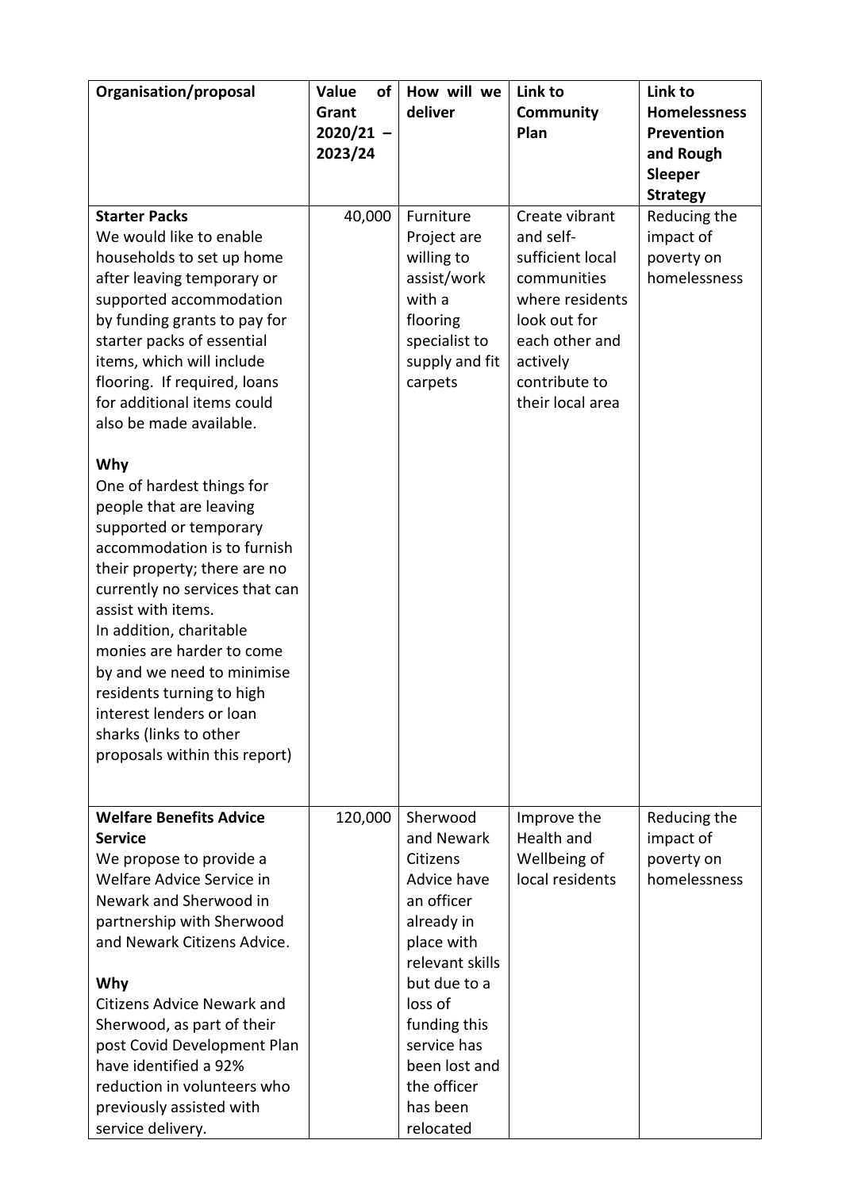| Organisation/proposal | Value of Grant 2020/21 – 2023/24 | How will we deliver | Link to Community Plan | Link to Homelessness Prevention and Rough Sleeper Strategy |
|---|---|---|---|---|
| **Starter Packs**<br>We would like to enable households to set up home after leaving temporary or supported accommodation by funding grants to pay for starter packs of essential items, which will include flooring. If required, loans for additional items could also be made available.<br><br>**Why**<br>One of hardest things for people that are leaving supported or temporary accommodation is to furnish their property; there are no currently no services that can assist with items.<br>In addition, charitable monies are harder to come by and we need to minimise residents turning to high interest lenders or loan sharks (links to other proposals within this report) | 40,000 | Furniture Project are willing to assist/work with a flooring specialist to supply and fit carpets | Create vibrant and self-sufficient local communities where residents look out for each other and actively contribute to their local area | Reducing the impact of poverty on homelessness |
| **Welfare Benefits Advice Service**<br>We propose to provide a Welfare Advice Service in Newark and Sherwood in partnership with Sherwood and Newark Citizens Advice.<br><br>**Why**<br>Citizens Advice Newark and Sherwood, as part of their post Covid Development Plan have identified a 92% reduction in volunteers who previously assisted with service delivery. | 120,000 | Sherwood and Newark Citizens Advice have an officer already in place with relevant skills but due to a loss of funding this service has been lost and the officer has been relocated | Improve the Health and Wellbeing of local residents | Reducing the impact of poverty on homelessness |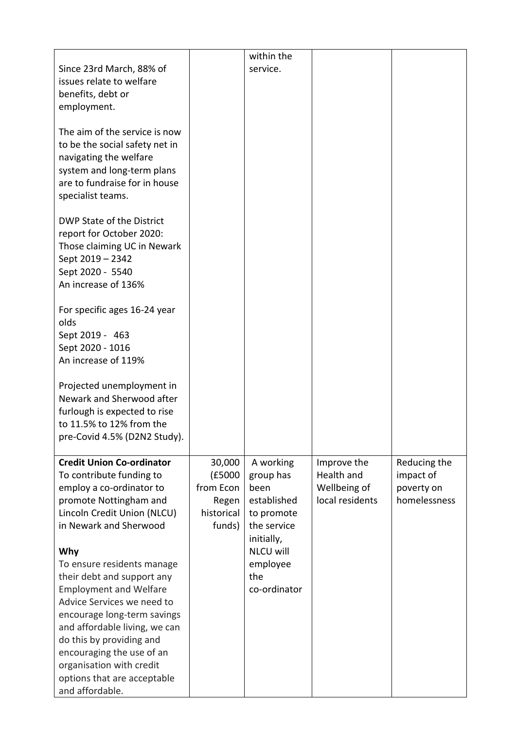| | | | | |
|---|---|---|---|---|
| Since 23rd March, 88% of issues relate to welfare benefits, debt or employment.<br><br>The aim of the service is now to be the social safety net in navigating the welfare system and long-term plans are to fundraise for in house specialist teams.<br><br>DWP State of the District report for October 2020: Those claiming UC in Newark<br>Sept 2019 – 2342<br>Sept 2020 - 5540<br>An increase of 136%<br><br>For specific ages 16-24 year olds<br>Sept 2019 - 463<br>Sept 2020 - 1016<br>An increase of 119%<br><br>Projected unemployment in Newark and Sherwood after furlough is expected to rise to 11.5% to 12% from the pre-Covid 4.5% (D2N2 Study). | | within the service. | | |
| **Credit Union Co-ordinator**<br>To contribute funding to employ a co-ordinator to promote Nottingham and Lincoln Credit Union (NLCU) in Newark and Sherwood<br><br>**Why**<br>To ensure residents manage their debt and support any Employment and Welfare Advice Services we need to encourage long-term savings and affordable living, we can do this by providing and encouraging the use of an organisation with credit options that are acceptable and affordable. | 30,000 (£5000 from Econ Regen historical funds) | A working group has been established to promote the service initially, NLCU will employee the co-ordinator | Improve the Health and Wellbeing of local residents | Reducing the impact of poverty on homelessness |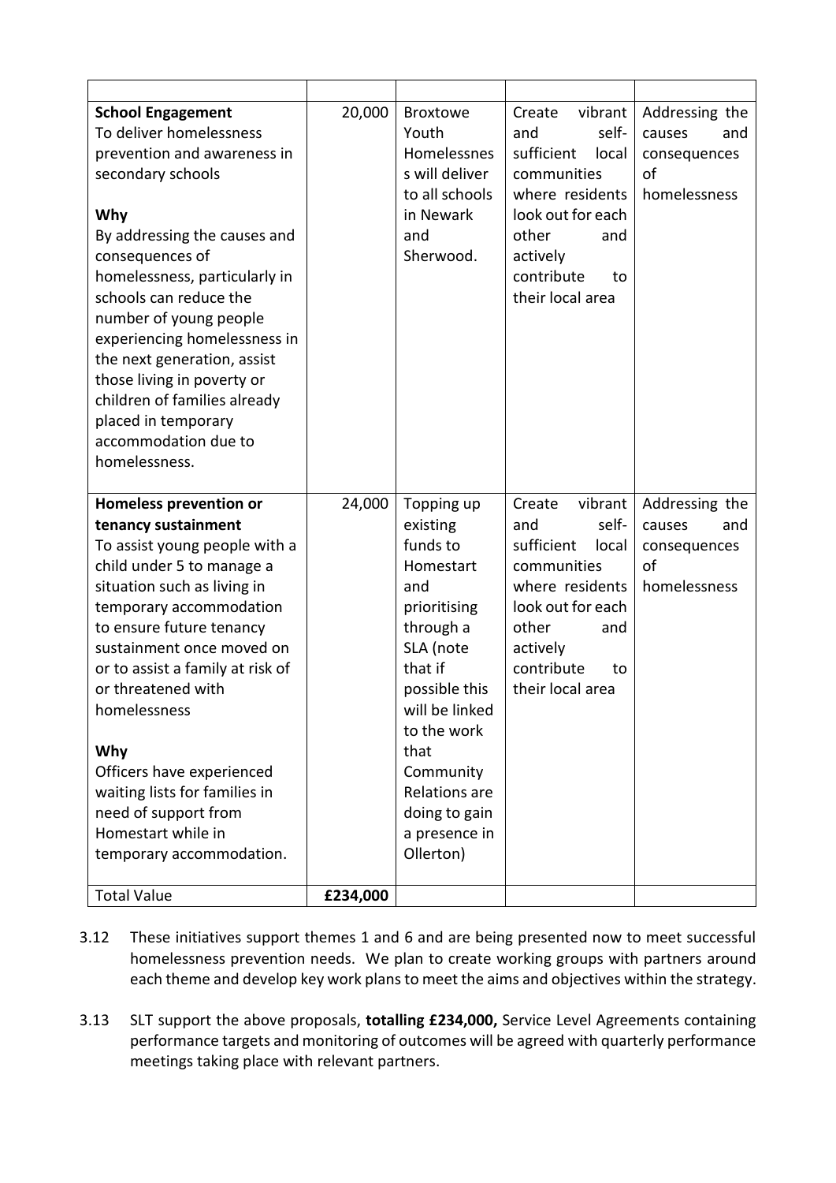| | | | | |
|---|---|---|---|---|
| **School Engagement**<br>To deliver homelessness prevention and awareness in secondary schools<br><br>**Why**<br>By addressing the causes and consequences of homelessness, particularly in schools can reduce the number of young people experiencing homelessness in the next generation, assist those living in poverty or children of families already placed in temporary accommodation due to homelessness. | 20,000 | Broxtowe Youth Homelessness will deliver to all schools in Newark and Sherwood. | Create vibrant and self-sufficient local communities where residents look out for each other and actively contribute to their local area | Addressing the causes and consequences of homelessness |
| **Homeless prevention or tenancy sustainment**<br>To assist young people with a child under 5 to manage a situation such as living in temporary accommodation to ensure future tenancy sustainment once moved on or to assist a family at risk of or threatened with homelessness<br><br>**Why**<br>Officers have experienced waiting lists for families in need of support from Homestart while in temporary accommodation. | 24,000 | Topping up existing funds to Homestart and prioritising through a SLA (note that if possible this will be linked to the work that Community Relations are doing to gain a presence in Ollerton) | Create vibrant and self-sufficient local communities where residents look out for each other and actively contribute to their local area | Addressing the causes and consequences of homelessness |
| Total Value | **£234,000** | | | |

3.12 These initiatives support themes 1 and 6 and are being presented now to meet successful homelessness prevention needs. We plan to create working groups with partners around each theme and develop key work plans to meet the aims and objectives within the strategy.

3.13 SLT support the above proposals, **totalling £234,000,** Service Level Agreements containing performance targets and monitoring of outcomes will be agreed with quarterly performance meetings taking place with relevant partners.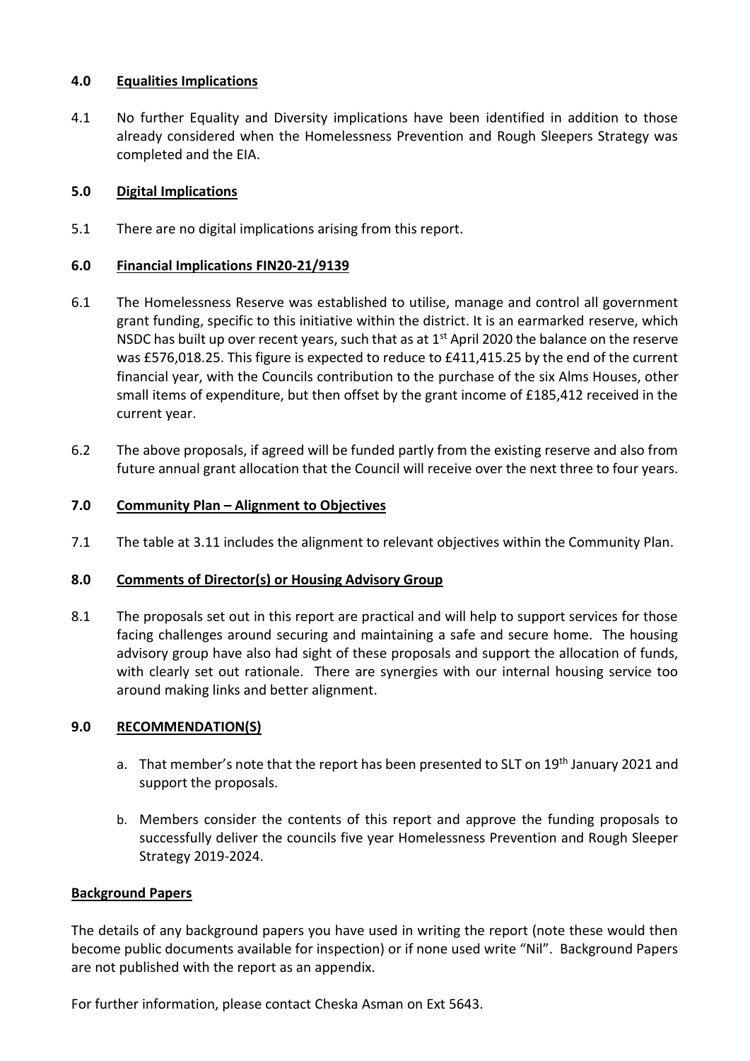## 4.0 Equalities Implications

4.1 No further Equality and Diversity implications have been identified in addition to those already considered when the Homelessness Prevention and Rough Sleepers Strategy was completed and the EIA.

## 5.0 Digital Implications

5.1 There are no digital implications arising from this report.

## 6.0 Financial Implications FIN20-21/9139

6.1 The Homelessness Reserve was established to utilise, manage and control all government grant funding, specific to this initiative within the district. It is an earmarked reserve, which NSDC has built up over recent years, such that as at 1st April 2020 the balance on the reserve was £576,018.25. This figure is expected to reduce to £411,415.25 by the end of the current financial year, with the Councils contribution to the purchase of the six Alms Houses, other small items of expenditure, but then offset by the grant income of £185,412 received in the current year.

6.2 The above proposals, if agreed will be funded partly from the existing reserve and also from future annual grant allocation that the Council will receive over the next three to four years.

## 7.0 Community Plan – Alignment to Objectives

7.1 The table at 3.11 includes the alignment to relevant objectives within the Community Plan.

## 8.0 Comments of Director(s) or Housing Advisory Group

8.1 The proposals set out in this report are practical and will help to support services for those facing challenges around securing and maintaining a safe and secure home. The housing advisory group have also had sight of these proposals and support the allocation of funds, with clearly set out rationale. There are synergies with our internal housing service too around making links and better alignment.

## 9.0 RECOMMENDATION(S)

a. That member's note that the report has been presented to SLT on 19th January 2021 and support the proposals.

b. Members consider the contents of this report and approve the funding proposals to successfully deliver the councils five year Homelessness Prevention and Rough Sleeper Strategy 2019-2024.

## Background Papers

The details of any background papers you have used in writing the report (note these would then become public documents available for inspection) or if none used write "Nil". Background Papers are not published with the report as an appendix.

For further information, please contact Cheska Asman on Ext 5643.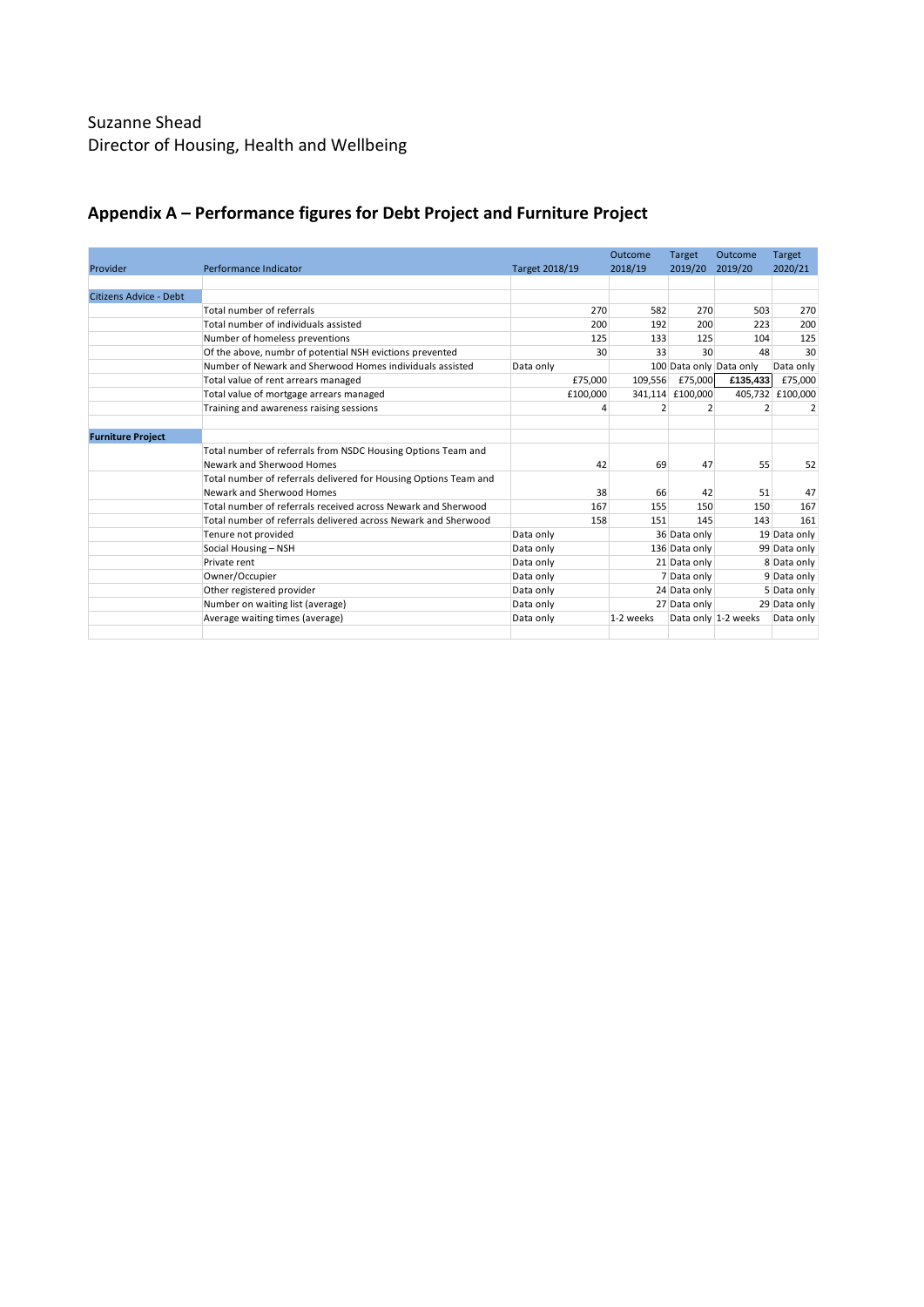Suzanne Shead
Director of Housing, Health and Wellbeing

## Appendix A – Performance figures for Debt Project and Furniture Project

| Provider | Performance Indicator | Target 2018/19 | Outcome 2018/19 | Target 2019/20 | Outcome 2019/20 | Target 2020/21 |
|---|---|---|---|---|---|---|
| | | | | | | |
| Citizens Advice - Debt | | | | | | |
| | Total number of referrals | 270 | 582 | 270 | 503 | 270 |
| | Total number of individuals assisted | 200 | 192 | 200 | 223 | 200 |
| | Number of homeless preventions | 125 | 133 | 125 | 104 | 125 |
| | Of the above, numbr of potential NSH evictions prevented | 30 | 33 | 30 | 48 | 30 |
| | Number of Newark and Sherwood Homes individuals assisted | Data only | 100 | Data only | Data only | Data only |
| | Total value of rent arrears managed | £75,000 | 109,556 | £75,000 | **£135,433** | £75,000 |
| | Total value of mortgage arrears managed | £100,000 | 341,114 | £100,000 | 405,732 | £100,000 |
| | Training and awareness raising sessions | 4 | 2 | 2 | 2 | 2 |
| | | | | | | |
| **Furniture Project** | | | | | | |
| | Total number of referrals from NSDC Housing Options Team and Newark and Sherwood Homes | 42 | 69 | 47 | 55 | 52 |
| | Total number of referrals delivered for Housing Options Team and Newark and Sherwood Homes | 38 | 66 | 42 | 51 | 47 |
| | Total number of referrals received across Newark and Sherwood | 167 | 155 | 150 | 150 | 167 |
| | Total number of referrals delivered across Newark and Sherwood | 158 | 151 | 145 | 143 | 161 |
| | Tenure not provided | Data only | 36 | Data only | 19 | Data only |
| | Social Housing – NSH | Data only | 136 | Data only | 99 | Data only |
| | Private rent | Data only | 21 | Data only | 8 | Data only |
| | Owner/Occupier | Data only | 7 | Data only | 9 | Data only |
| | Other registered provider | Data only | 24 | Data only | 5 | Data only |
| | Number on waiting list (average) | Data only | 27 | Data only | 29 | Data only |
| | Average waiting times (average) | Data only | 1-2 weeks | Data only | 1-2 weeks | Data only |
| | | | | | | |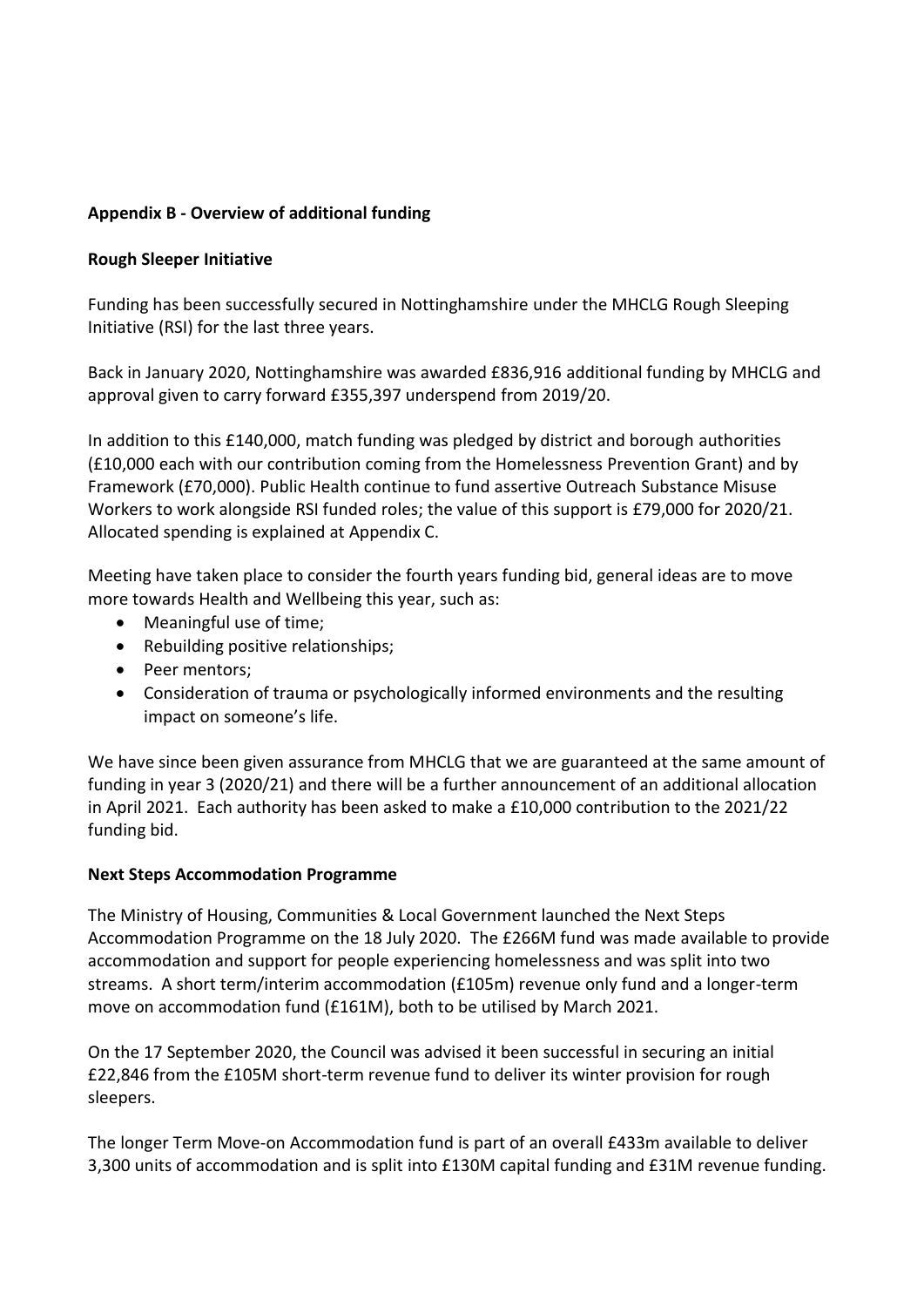**Appendix B - Overview of additional funding**

**Rough Sleeper Initiative**

Funding has been successfully secured in Nottinghamshire under the MHCLG Rough Sleeping Initiative (RSI) for the last three years.

Back in January 2020, Nottinghamshire was awarded £836,916 additional funding by MHCLG and approval given to carry forward £355,397 underspend from 2019/20.

In addition to this £140,000, match funding was pledged by district and borough authorities (£10,000 each with our contribution coming from the Homelessness Prevention Grant) and by Framework (£70,000). Public Health continue to fund assertive Outreach Substance Misuse Workers to work alongside RSI funded roles; the value of this support is £79,000 for 2020/21. Allocated spending is explained at Appendix C.

Meeting have taken place to consider the fourth years funding bid, general ideas are to move more towards Health and Wellbeing this year, such as:

- Meaningful use of time;
- Rebuilding positive relationships;
- Peer mentors;
- Consideration of trauma or psychologically informed environments and the resulting impact on someone's life.

We have since been given assurance from MHCLG that we are guaranteed at the same amount of funding in year 3 (2020/21) and there will be a further announcement of an additional allocation in April 2021. Each authority has been asked to make a £10,000 contribution to the 2021/22 funding bid.

**Next Steps Accommodation Programme**

The Ministry of Housing, Communities & Local Government launched the Next Steps Accommodation Programme on the 18 July 2020. The £266M fund was made available to provide accommodation and support for people experiencing homelessness and was split into two streams. A short term/interim accommodation (£105m) revenue only fund and a longer-term move on accommodation fund (£161M), both to be utilised by March 2021.

On the 17 September 2020, the Council was advised it been successful in securing an initial £22,846 from the £105M short-term revenue fund to deliver its winter provision for rough sleepers.

The longer Term Move-on Accommodation fund is part of an overall £433m available to deliver 3,300 units of accommodation and is split into £130M capital funding and £31M revenue funding.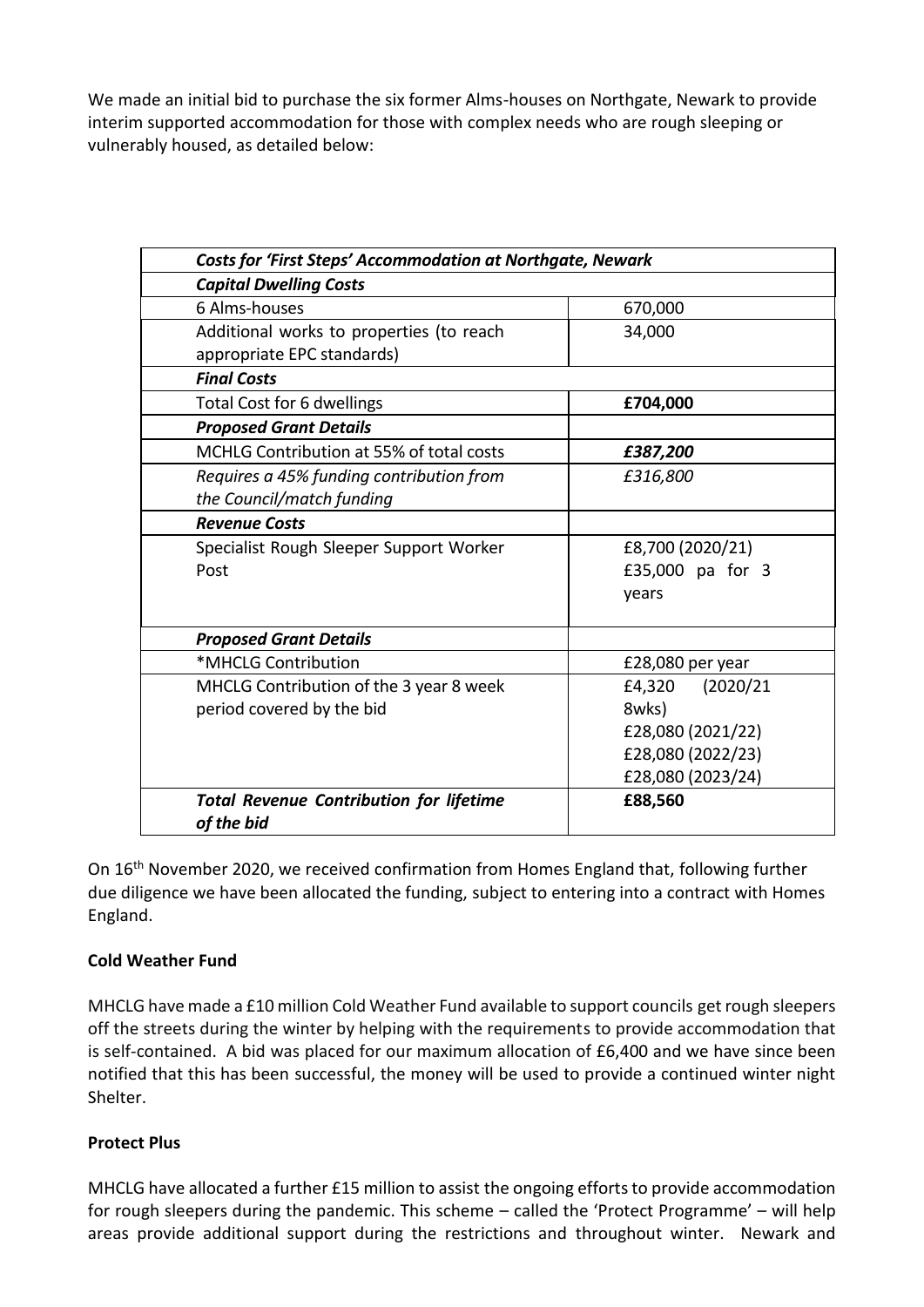We made an initial bid to purchase the six former Alms-houses on Northgate, Newark to provide interim supported accommodation for those with complex needs who are rough sleeping or vulnerably housed, as detailed below:

| ***Costs for 'First Steps' Accommodation at Northgate, Newark*** | |
|---|---|
| ***Capital Dwelling Costs*** | |
| 6 Alms-houses | 670,000 |
| Additional works to properties (to reach appropriate EPC standards) | 34,000 |
| ***Final Costs*** | |
| Total Cost for 6 dwellings | **£704,000** |
| ***Proposed Grant Details*** | |
| MCHLG Contribution at 55% of total costs | ***£387,200*** |
| *Requires a 45% funding contribution from the Council/match funding* | *£316,800* |
| ***Revenue Costs*** | |
| Specialist Rough Sleeper Support Worker Post | £8,700 (2020/21)<br>£35,000 pa for 3 years |
| ***Proposed Grant Details*** | |
| *MHCLG Contribution | £28,080 per year |
| MHCLG Contribution of the 3 year 8 week period covered by the bid | £4,320 (2020/21 8wks)<br>£28,080 (2021/22)<br>£28,080 (2022/23)<br>£28,080 (2023/24) |
| ***Total Revenue Contribution for lifetime of the bid*** | **£88,560** |

On 16th November 2020, we received confirmation from Homes England that, following further due diligence we have been allocated the funding, subject to entering into a contract with Homes England.

**Cold Weather Fund**

MHCLG have made a £10 million Cold Weather Fund available to support councils get rough sleepers off the streets during the winter by helping with the requirements to provide accommodation that is self-contained. A bid was placed for our maximum allocation of £6,400 and we have since been notified that this has been successful, the money will be used to provide a continued winter night Shelter.

**Protect Plus**

MHCLG have allocated a further £15 million to assist the ongoing efforts to provide accommodation for rough sleepers during the pandemic. This scheme – called the 'Protect Programme' – will help areas provide additional support during the restrictions and throughout winter. Newark and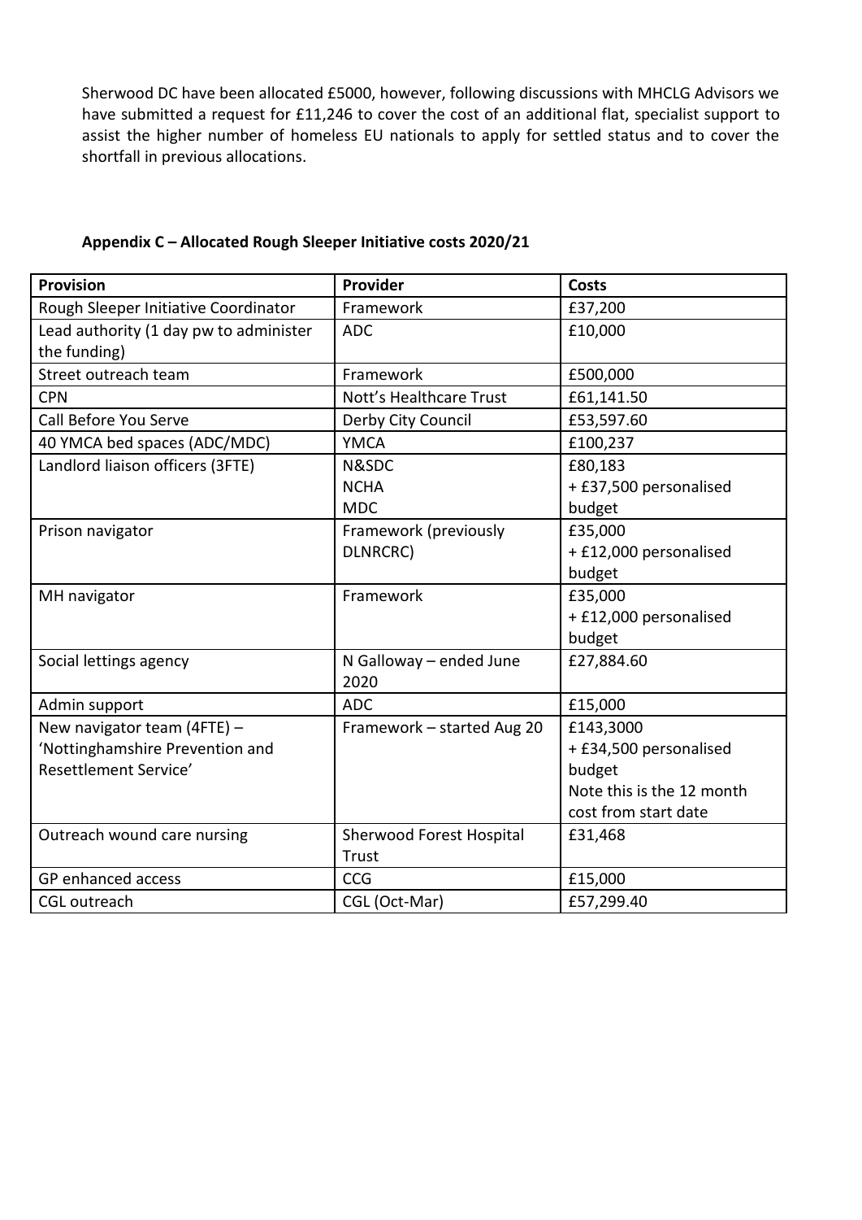Sherwood DC have been allocated £5000, however, following discussions with MHCLG Advisors we have submitted a request for £11,246 to cover the cost of an additional flat, specialist support to assist the higher number of homeless EU nationals to apply for settled status and to cover the shortfall in previous allocations.

**Appendix C – Allocated Rough Sleeper Initiative costs 2020/21**

| Provision | Provider | Costs |
|---|---|---|
| Rough Sleeper Initiative Coordinator | Framework | £37,200 |
| Lead authority (1 day pw to administer the funding) | ADC | £10,000 |
| Street outreach team | Framework | £500,000 |
| CPN | Nott's Healthcare Trust | £61,141.50 |
| Call Before You Serve | Derby City Council | £53,597.60 |
| 40 YMCA bed spaces (ADC/MDC) | YMCA | £100,237 |
| Landlord liaison officers (3FTE) | N&SDC<br>NCHA<br>MDC | £80,183<br>+ £37,500 personalised budget |
| Prison navigator | Framework (previously DLNRCRC) | £35,000<br>+ £12,000 personalised budget |
| MH navigator | Framework | £35,000<br>+ £12,000 personalised budget |
| Social lettings agency | N Galloway – ended June 2020 | £27,884.60 |
| Admin support | ADC | £15,000 |
| New navigator team (4FTE) – 'Nottinghamshire Prevention and Resettlement Service' | Framework – started Aug 20 | £143,3000<br>+ £34,500 personalised budget<br>Note this is the 12 month cost from start date |
| Outreach wound care nursing | Sherwood Forest Hospital Trust | £31,468 |
| GP enhanced access | CCG | £15,000 |
| CGL outreach | CGL (Oct-Mar) | £57,299.40 |